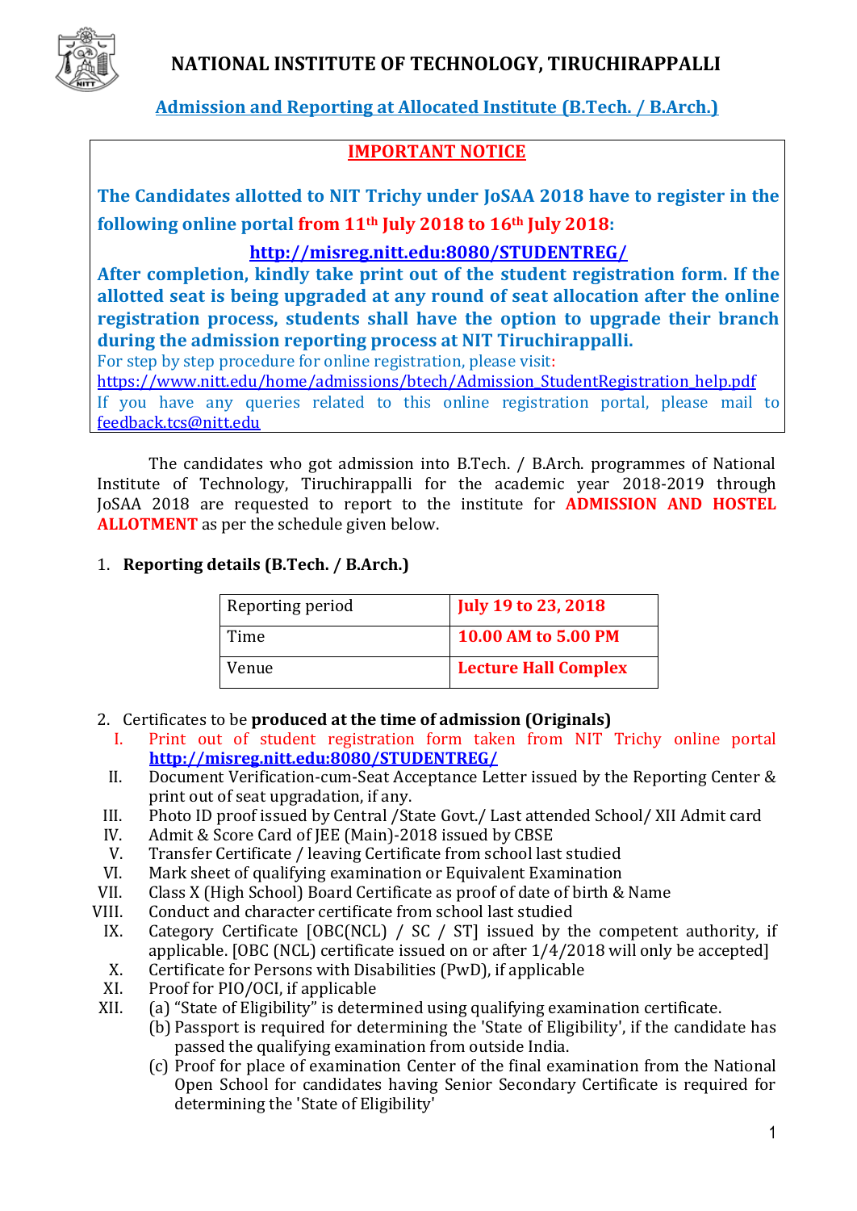# NATIONAL INSTITUTE OF TECHNOLOGY, TIRUCHIRAPPALLI

## Admission and Reporting at Allocated Institute (B.Tech. / B.Arch.)

**IMPORTANT NOTICE**

**The Candidates allotted to NIT Trichy under JoSAA 2018 have to register in the following online portal from 11th July 2018 to 16th July 2018:**

**http://misreg.nitt.edu:8080/STUDENTREG/**

**After completion, kindly take print out of the student registration form. If the allotted seat is being upgraded at any round of seat allocation after the online registration process, students shall have the option to upgrade their branch during the admission reporting process at NIT Tiruchirappalli.**

For step by step procedure for online registration, please visit: https://www.nitt.edu/home/admissions/btech/Admission_StudentRegistration_help.pdf

If you have any queries related to this online registration portal, please mail to feedback.tcs@nitt.edu

The candidates who got admission into B.Tech. / B.Arch. programmes of National Institute of Technology, Tiruchirappalli for the academic year 2018-2019 through JoSAA 2018 are requested to report to the institute for **ADMISSION AND HOSTEL ALLOTMENT** as per the schedule given below.

1. **Reporting details (B.Tech. / B.Arch.)**

| | |
|---|---|
| Reporting period | **July 19 to 23, 2018** |
| Time | **10.00 AM to 5.00 PM** |
| Venue | **Lecture Hall Complex** |

2. Certificates to be **produced at the time of admission (Originals)**

I. Print out of student registration form taken from NIT Trichy online portal **http://misreg.nitt.edu:8080/STUDENTREG/**

II. Document Verification-cum-Seat Acceptance Letter issued by the Reporting Center & print out of seat upgradation, if any.

III. Photo ID proof issued by Central /State Govt./ Last attended School/ XII Admit card

IV. Admit & Score Card of JEE (Main)-2018 issued by CBSE

V. Transfer Certificate / leaving Certificate from school last studied

VI. Mark sheet of qualifying examination or Equivalent Examination

VII. Class X (High School) Board Certificate as proof of date of birth & Name

VIII. Conduct and character certificate from school last studied

IX. Category Certificate [OBC(NCL) / SC / ST] issued by the competent authority, if applicable. [OBC (NCL) certificate issued on or after 1/4/2018 will only be accepted]

X. Certificate for Persons with Disabilities (PwD), if applicable

XI. Proof for PIO/OCI, if applicable

XII. (a) "State of Eligibility" is determined using qualifying examination certificate.

(b) Passport is required for determining the 'State of Eligibility', if the candidate has passed the qualifying examination from outside India.

(c) Proof for place of examination Center of the final examination from the National Open School for candidates having Senior Secondary Certificate is required for determining the 'State of Eligibility'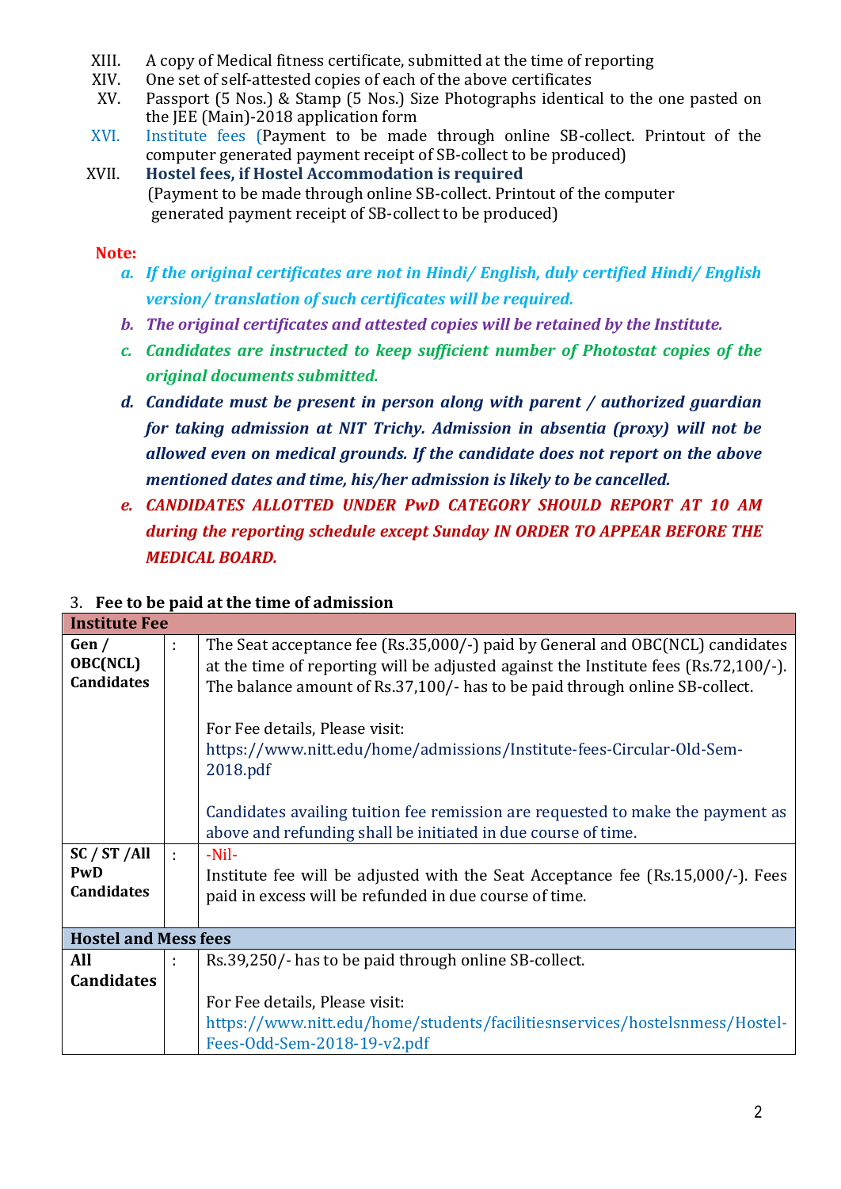XIII. A copy of Medical fitness certificate, submitted at the time of reporting

XIV. One set of self-attested copies of each of the above certificates

XV. Passport (5 Nos.) & Stamp (5 Nos.) Size Photographs identical to the one pasted on the JEE (Main)-2018 application form

XVI. Institute fees (Payment to be made through online SB-collect. Printout of the computer generated payment receipt of SB-collect to be produced)

XVII. **Hostel fees, if Hostel Accommodation is required**
(Payment to be made through online SB-collect. Printout of the computer generated payment receipt of SB-collect to be produced)

**Note:**

*a. If the original certificates are not in Hindi/ English, duly certified Hindi/ English version/ translation of such certificates will be required.*

*b. The original certificates and attested copies will be retained by the Institute.*

*c. Candidates are instructed to keep sufficient number of Photostat copies of the original documents submitted.*

*d. Candidate must be present in person along with parent / authorized guardian for taking admission at NIT Trichy. Admission in absentia (proxy) will not be allowed even on medical grounds. If the candidate does not report on the above mentioned dates and time, his/her admission is likely to be cancelled.*

*e. CANDIDATES ALLOTTED UNDER PwD CATEGORY SHOULD REPORT AT 10 AM during the reporting schedule except Sunday IN ORDER TO APPEAR BEFORE THE MEDICAL BOARD.*

## 3. Fee to be paid at the time of admission

| **Institute Fee** | | |
|---|---|---|
| **Gen / OBC(NCL) Candidates** | : | The Seat acceptance fee (Rs.35,000/-) paid by General and OBC(NCL) candidates at the time of reporting will be adjusted against the Institute fees (Rs.72,100/-). The balance amount of Rs.37,100/- has to be paid through online SB-collect.<br><br>For Fee details, Please visit: https://www.nitt.edu/home/admissions/Institute-fees-Circular-Old-Sem-2018.pdf<br><br>Candidates availing tuition fee remission are requested to make the payment as above and refunding shall be initiated in due course of time. |
| **SC / ST /All PwD Candidates** | : | -Nil-<br>Institute fee will be adjusted with the Seat Acceptance fee (Rs.15,000/-). Fees paid in excess will be refunded in due course of time. |
| **Hostel and Mess fees** | | |
| **All Candidates** | : | Rs.39,250/- has to be paid through online SB-collect.<br><br>For Fee details, Please visit: https://www.nitt.edu/home/students/facilitiesnservices/hostelsnmess/Hostel-Fees-Odd-Sem-2018-19-v2.pdf |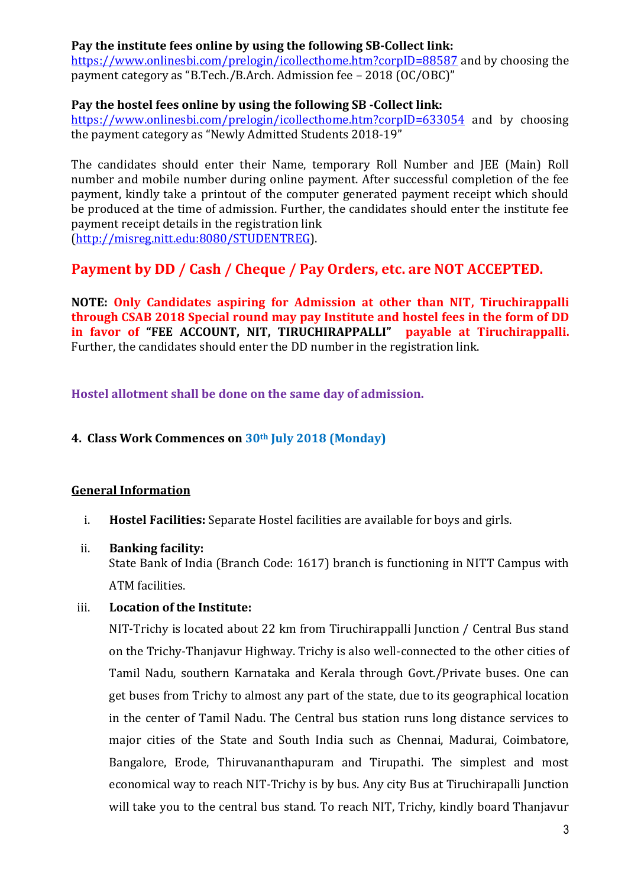**Pay the institute fees online by using the following SB-Collect link:**
https://www.onlinesbi.com/prelogin/icollecthome.htm?corpID=88587 and by choosing the payment category as "B.Tech./B.Arch. Admission fee – 2018 (OC/OBC)"

**Pay the hostel fees online by using the following SB -Collect link:**
https://www.onlinesbi.com/prelogin/icollecthome.htm?corpID=633054 and by choosing the payment category as "Newly Admitted Students 2018-19"

The candidates should enter their Name, temporary Roll Number and JEE (Main) Roll number and mobile number during online payment. After successful completion of the fee payment, kindly take a printout of the computer generated payment receipt which should be produced at the time of admission. Further, the candidates should enter the institute fee payment receipt details in the registration link
(http://misreg.nitt.edu:8080/STUDENTREG).

## Payment by DD / Cash / Cheque / Pay Orders, etc. are NOT ACCEPTED.

**NOTE: Only Candidates aspiring for Admission at other than NIT, Tiruchirappalli through CSAB 2018 Special round may pay Institute and hostel fees in the form of DD in favor of "FEE ACCOUNT, NIT, TIRUCHIRAPPALLI" payable at Tiruchirappalli.** Further, the candidates should enter the DD number in the registration link.

**Hostel allotment shall be done on the same day of admission.**

**4. Class Work Commences on 30th July 2018 (Monday)**

**General Information**

i. **Hostel Facilities:** Separate Hostel facilities are available for boys and girls.

ii. **Banking facility:**
State Bank of India (Branch Code: 1617) branch is functioning in NITT Campus with ATM facilities.

iii. **Location of the Institute:**
NIT-Trichy is located about 22 km from Tiruchirappalli Junction / Central Bus stand on the Trichy-Thanjavur Highway. Trichy is also well-connected to the other cities of Tamil Nadu, southern Karnataka and Kerala through Govt./Private buses. One can get buses from Trichy to almost any part of the state, due to its geographical location in the center of Tamil Nadu. The Central bus station runs long distance services to major cities of the State and South India such as Chennai, Madurai, Coimbatore, Bangalore, Erode, Thiruvananthapuram and Tirupathi. The simplest and most economical way to reach NIT-Trichy is by bus. Any city Bus at Tiruchirapalli Junction will take you to the central bus stand. To reach NIT, Trichy, kindly board Thanjavur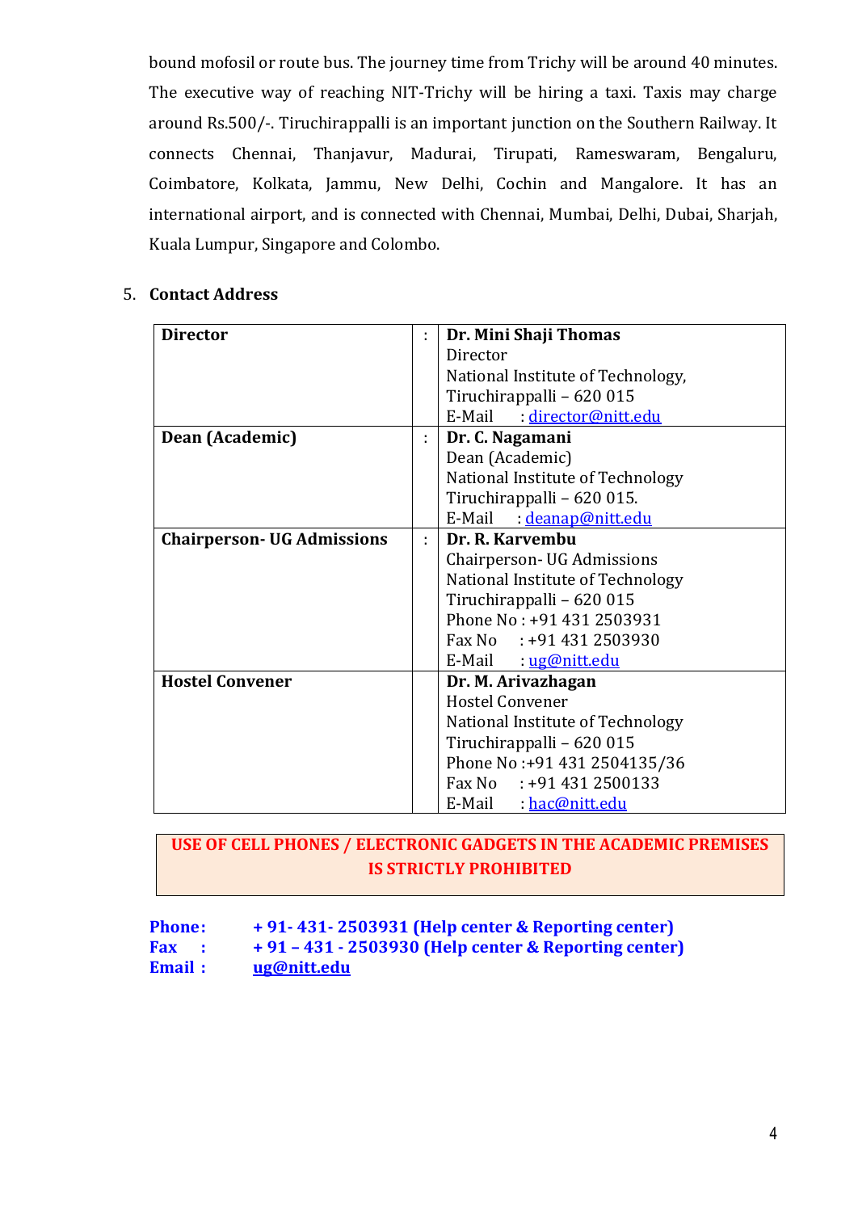bound mofosil or route bus. The journey time from Trichy will be around 40 minutes. The executive way of reaching NIT-Trichy will be hiring a taxi. Taxis may charge around Rs.500/-. Tiruchirappalli is an important junction on the Southern Railway. It connects Chennai, Thanjavur, Madurai, Tirupati, Rameswaram, Bengaluru, Coimbatore, Kolkata, Jammu, New Delhi, Cochin and Mangalore. It has an international airport, and is connected with Chennai, Mumbai, Delhi, Dubai, Sharjah, Kuala Lumpur, Singapore and Colombo.

5. **Contact Address**

| | | |
|---|---|---|
| **Director** | : | **Dr. Mini Shaji Thomas**<br>Director<br>National Institute of Technology,<br>Tiruchirappalli – 620 015<br>E-Mail : director@nitt.edu |
| **Dean (Academic)** | : | **Dr. C. Nagamani**<br>Dean (Academic)<br>National Institute of Technology<br>Tiruchirappalli – 620 015.<br>E-Mail : deanap@nitt.edu |
| **Chairperson- UG Admissions** | : | **Dr. R. Karvembu**<br>Chairperson- UG Admissions<br>National Institute of Technology<br>Tiruchirappalli – 620 015<br>Phone No : +91 431 2503931<br>Fax No : +91 431 2503930<br>E-Mail : ug@nitt.edu |
| **Hostel Convener** | | **Dr. M. Arivazhagan**<br>Hostel Convener<br>National Institute of Technology<br>Tiruchirappalli – 620 015<br>Phone No :+91 431 2504135/36<br>Fax No : +91 431 2500133<br>E-Mail : hac@nitt.edu |

**USE OF CELL PHONES / ELECTRONIC GADGETS IN THE ACADEMIC PREMISES IS STRICTLY PROHIBITED**

**Phone: + 91- 431- 2503931 (Help center & Reporting center)**
**Fax : + 91 – 431 - 2503930 (Help center & Reporting center)**
**Email : ug@nitt.edu**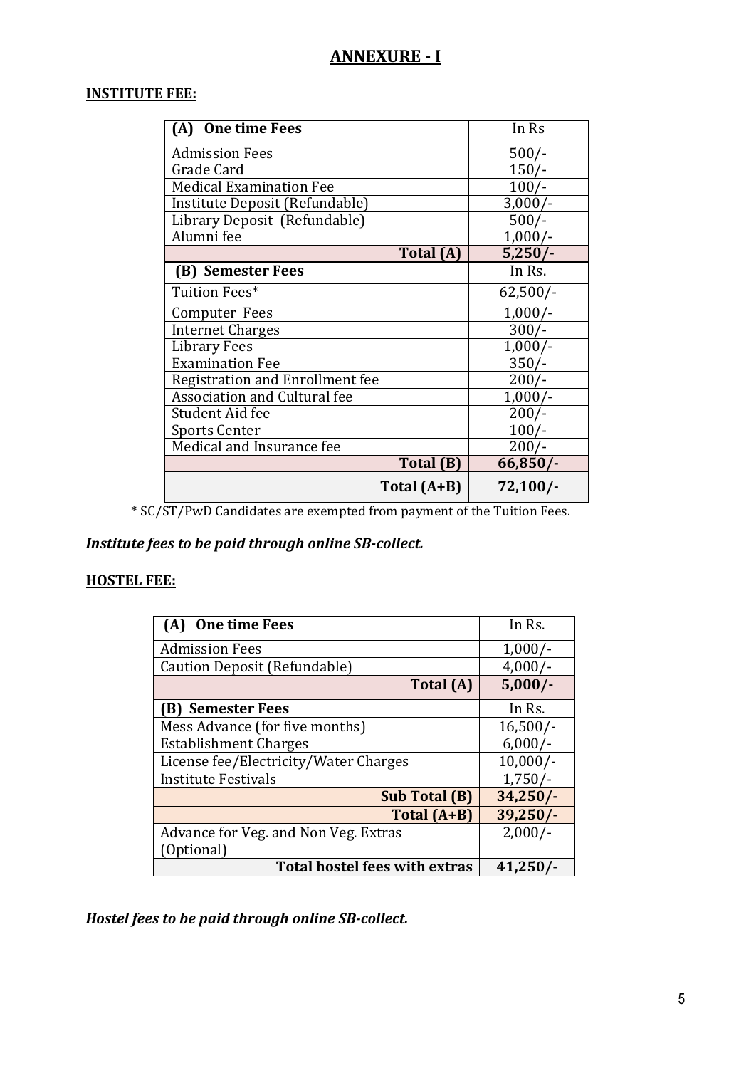# ANNEXURE - I

**INSTITUTE FEE:**

| **(A) One time Fees** | In Rs |
|---|---|
| Admission Fees | 500/- |
| Grade Card | 150/- |
| Medical Examination Fee | 100/- |
| Institute Deposit (Refundable) | 3,000/- |
| Library Deposit (Refundable) | 500/- |
| Alumni fee | 1,000/- |
| **Total (A)** | **5,250/-** |
| **(B) Semester Fees** | In Rs. |
| Tuition Fees* | 62,500/- |
| Computer Fees | 1,000/- |
| Internet Charges | 300/- |
| Library Fees | 1,000/- |
| Examination Fee | 350/- |
| Registration and Enrollment fee | 200/- |
| Association and Cultural fee | 1,000/- |
| Student Aid fee | 200/- |
| Sports Center | 100/- |
| Medical and Insurance fee | 200/- |
| **Total (B)** | **66,850/-** |
| **Total (A+B)** | **72,100/-** |

* SC/ST/PwD Candidates are exempted from payment of the Tuition Fees.

***Institute fees to be paid through online SB-collect.***

**HOSTEL FEE:**

| **(A) One time Fees** | In Rs. |
|---|---|
| Admission Fees | 1,000/- |
| Caution Deposit (Refundable) | 4,000/- |
| **Total (A)** | **5,000/-** |
| **(B) Semester Fees** | In Rs. |
| Mess Advance (for five months) | 16,500/- |
| Establishment Charges | 6,000/- |
| License fee/Electricity/Water Charges | 10,000/- |
| Institute Festivals | 1,750/- |
| **Sub Total (B)** | **34,250/-** |
| **Total (A+B)** | **39,250/-** |
| Advance for Veg. and Non Veg. Extras (Optional) | 2,000/- |
| **Total hostel fees with extras** | **41,250/-** |

***Hostel fees to be paid through online SB-collect.***